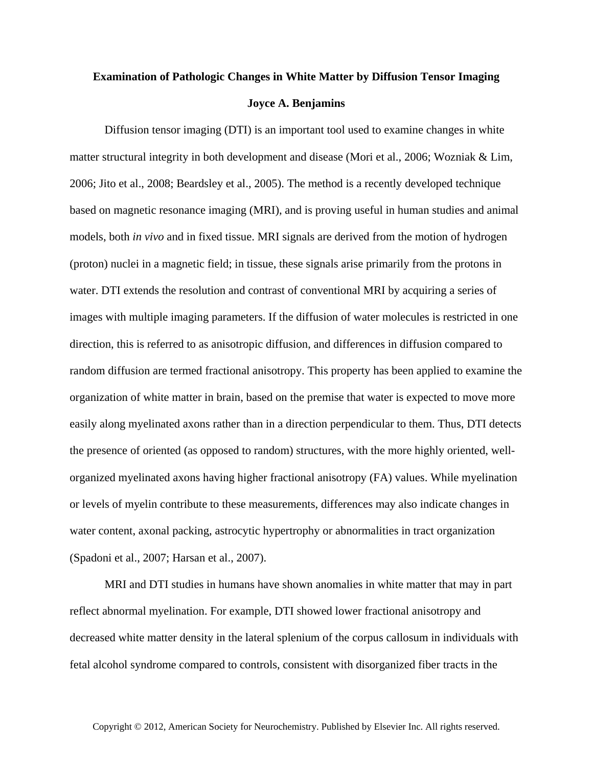# Examination of Pathologic Changes in White Matter by Diffusion Tensor Imaging

**Joyce A. Benjamins**

Diffusion tensor imaging (DTI) is an important tool used to examine changes in white matter structural integrity in both development and disease (Mori et al., 2006; Wozniak & Lim, 2006; Jito et al., 2008; Beardsley et al., 2005). The method is a recently developed technique based on magnetic resonance imaging (MRI), and is proving useful in human studies and animal models, both *in vivo* and in fixed tissue. MRI signals are derived from the motion of hydrogen (proton) nuclei in a magnetic field; in tissue, these signals arise primarily from the protons in water. DTI extends the resolution and contrast of conventional MRI by acquiring a series of images with multiple imaging parameters. If the diffusion of water molecules is restricted in one direction, this is referred to as anisotropic diffusion, and differences in diffusion compared to random diffusion are termed fractional anisotropy. This property has been applied to examine the organization of white matter in brain, based on the premise that water is expected to move more easily along myelinated axons rather than in a direction perpendicular to them. Thus, DTI detects the presence of oriented (as opposed to random) structures, with the more highly oriented, well-organized myelinated axons having higher fractional anisotropy (FA) values. While myelination or levels of myelin contribute to these measurements, differences may also indicate changes in water content, axonal packing, astrocytic hypertrophy or abnormalities in tract organization (Spadoni et al., 2007; Harsan et al., 2007).

MRI and DTI studies in humans have shown anomalies in white matter that may in part reflect abnormal myelination. For example, DTI showed lower fractional anisotropy and decreased white matter density in the lateral splenium of the corpus callosum in individuals with fetal alcohol syndrome compared to controls, consistent with disorganized fiber tracts in the

Copyright © 2012, American Society for Neurochemistry. Published by Elsevier Inc. All rights reserved.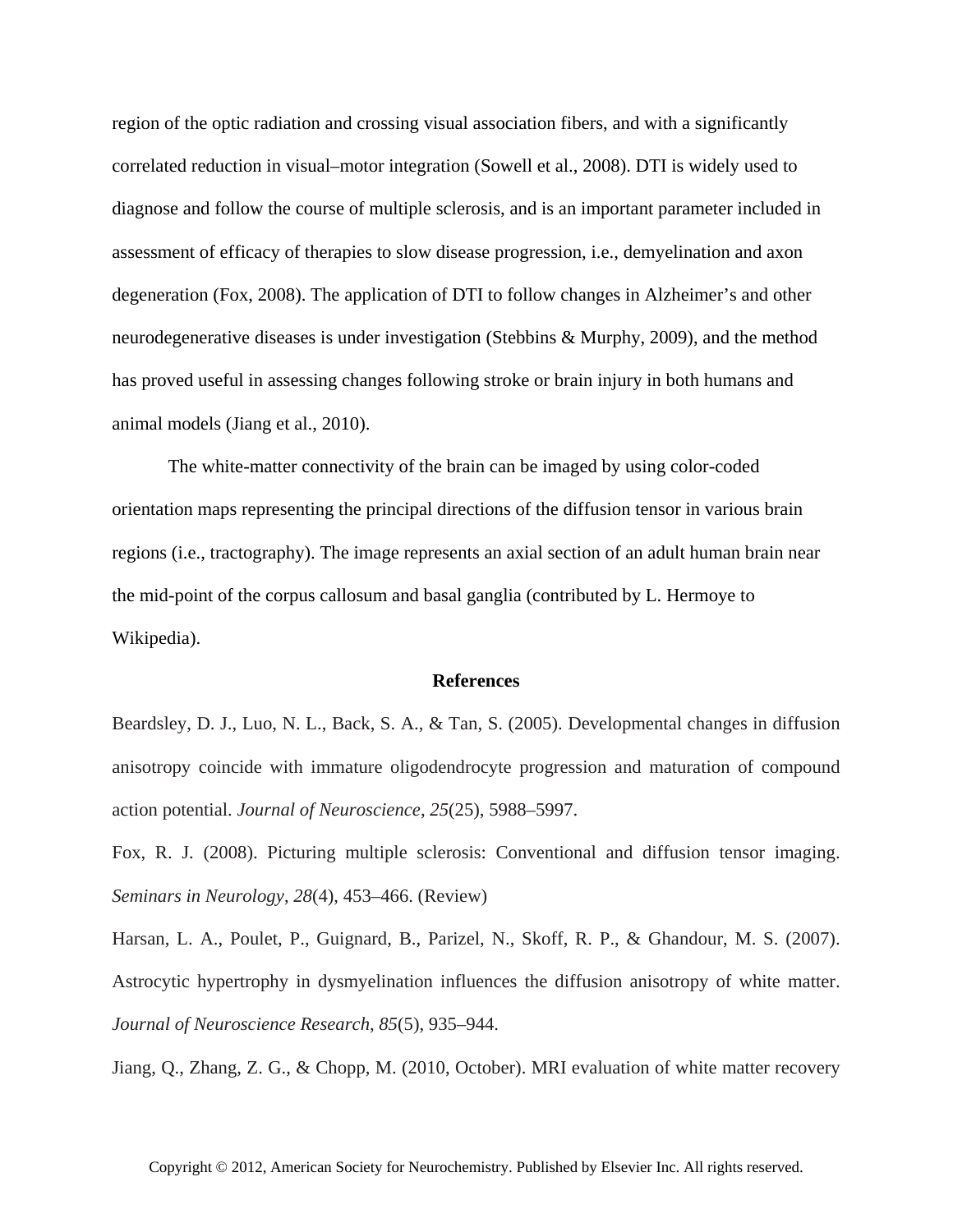region of the optic radiation and crossing visual association fibers, and with a significantly correlated reduction in visual–motor integration (Sowell et al., 2008). DTI is widely used to diagnose and follow the course of multiple sclerosis, and is an important parameter included in assessment of efficacy of therapies to slow disease progression, i.e., demyelination and axon degeneration (Fox, 2008). The application of DTI to follow changes in Alzheimer's and other neurodegenerative diseases is under investigation (Stebbins & Murphy, 2009), and the method has proved useful in assessing changes following stroke or brain injury in both humans and animal models (Jiang et al., 2010).

The white-matter connectivity of the brain can be imaged by using color-coded orientation maps representing the principal directions of the diffusion tensor in various brain regions (i.e., tractography). The image represents an axial section of an adult human brain near the mid-point of the corpus callosum and basal ganglia (contributed by L. Hermoye to Wikipedia).

## References

Beardsley, D. J., Luo, N. L., Back, S. A., & Tan, S. (2005). Developmental changes in diffusion anisotropy coincide with immature oligodendrocyte progression and maturation of compound action potential. *Journal of Neuroscience*, *25*(25), 5988–5997.

Fox, R. J. (2008). Picturing multiple sclerosis: Conventional and diffusion tensor imaging. *Seminars in Neurology*, *28*(4), 453–466. (Review)

Harsan, L. A., Poulet, P., Guignard, B., Parizel, N., Skoff, R. P., & Ghandour, M. S. (2007). Astrocytic hypertrophy in dysmyelination influences the diffusion anisotropy of white matter. *Journal of Neuroscience Research*, *85*(5), 935–944.

Jiang, Q., Zhang, Z. G., & Chopp, M. (2010, October). MRI evaluation of white matter recovery

Copyright © 2012, American Society for Neurochemistry. Published by Elsevier Inc. All rights reserved.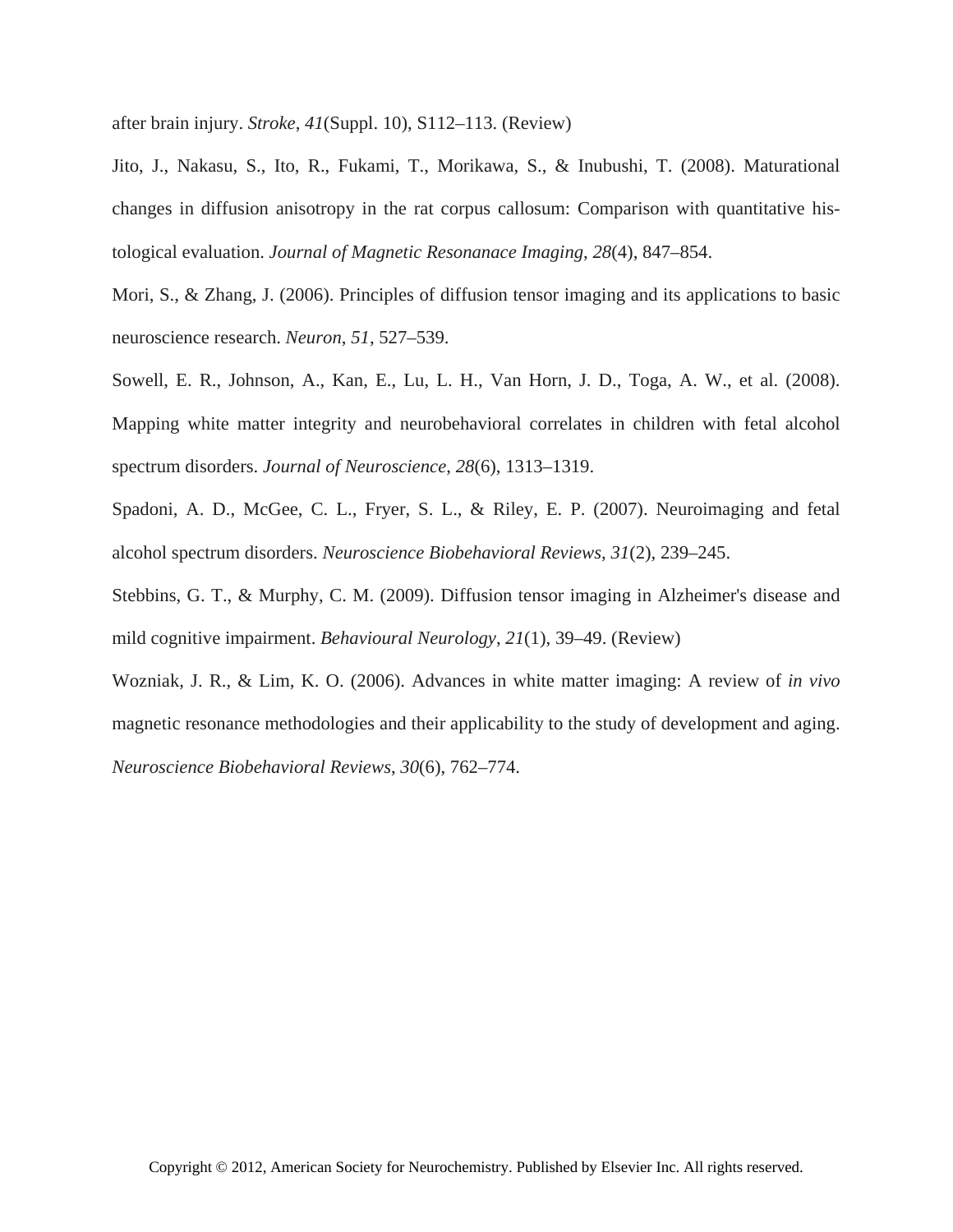after brain injury. *Stroke*, *41*(Suppl. 10), S112–113. (Review)

Jito, J., Nakasu, S., Ito, R., Fukami, T., Morikawa, S., & Inubushi, T. (2008). Maturational changes in diffusion anisotropy in the rat corpus callosum: Comparison with quantitative histological evaluation. *Journal of Magnetic Resonanace Imaging*, *28*(4), 847–854.

Mori, S., & Zhang, J. (2006). Principles of diffusion tensor imaging and its applications to basic neuroscience research. *Neuron*, *51*, 527–539.

Sowell, E. R., Johnson, A., Kan, E., Lu, L. H., Van Horn, J. D., Toga, A. W., et al. (2008). Mapping white matter integrity and neurobehavioral correlates in children with fetal alcohol spectrum disorders. *Journal of Neuroscience*, *28*(6), 1313–1319.

Spadoni, A. D., McGee, C. L., Fryer, S. L., & Riley, E. P. (2007). Neuroimaging and fetal alcohol spectrum disorders. *Neuroscience Biobehavioral Reviews*, *31*(2), 239–245.

Stebbins, G. T., & Murphy, C. M. (2009). Diffusion tensor imaging in Alzheimer's disease and mild cognitive impairment. *Behavioural Neurology*, *21*(1), 39–49. (Review)

Wozniak, J. R., & Lim, K. O. (2006). Advances in white matter imaging: A review of *in vivo* magnetic resonance methodologies and their applicability to the study of development and aging. *Neuroscience Biobehavioral Reviews*, *30*(6), 762–774.

Copyright © 2012, American Society for Neurochemistry. Published by Elsevier Inc. All rights reserved.